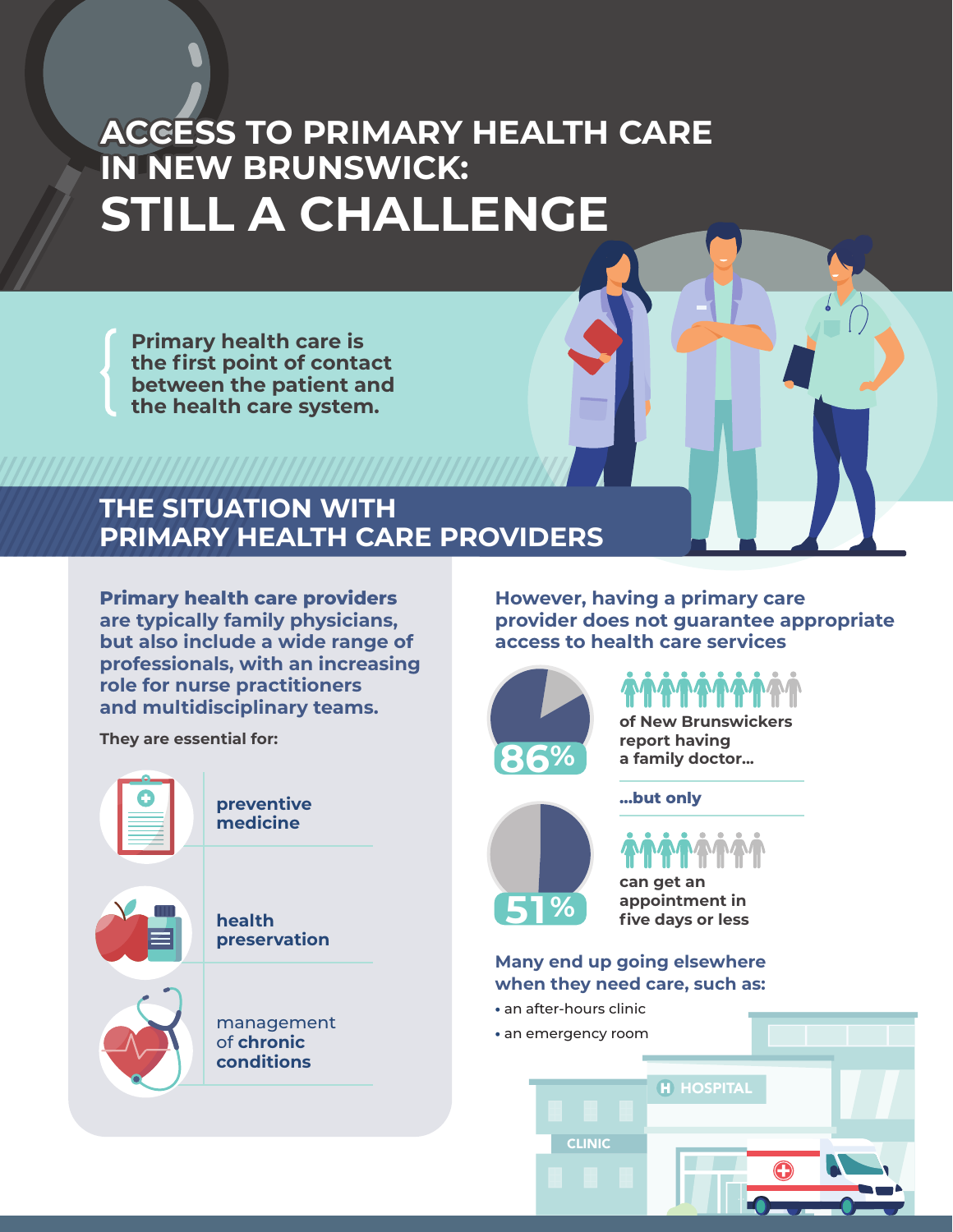# ACCESS TO PRIMARY HEALTH CARE IN NEW BRUNSWICK: STILL A CHALLENGE

Primary health care is the first point of contact between the patient and the health care system.

## THE SITUATION WITH PRIMARY HEALTH CARE PROVIDERS

**Primary health care providers are typically family physicians, but also include a wide range of professionals, with an increasing role for nurse practitioners and multidisciplinary teams.**

**They are essential for:**

- **preventive medicine**
- **health preservation**
- management of **chronic conditions**

**However, having a primary care provider does not guarantee appropriate access to health care services**

**86%** of New Brunswickers report having a family doctor...

...but only

**51%** can get an appointment in five days or less

**Many end up going elsewhere when they need care, such as:**

- an after-hours clinic
- an emergency room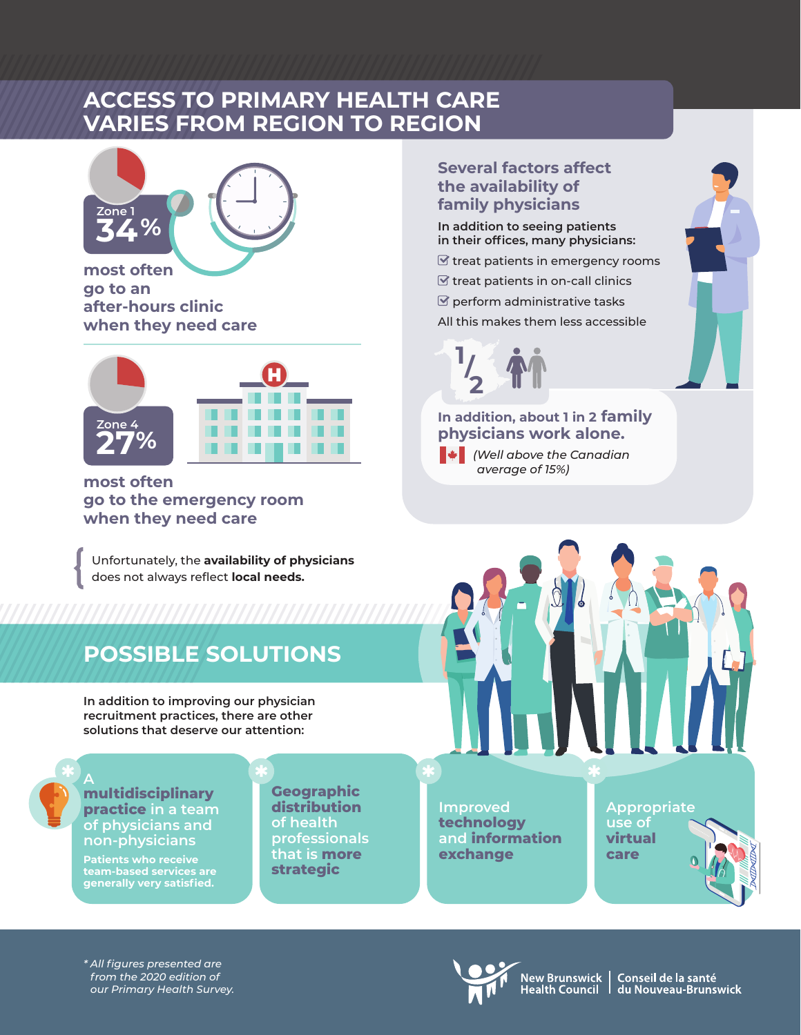# ACCESS TO PRIMARY HEALTH CARE VARIES FROM REGION TO REGION

Zone 1
**34%**

**most often go to an after-hours clinic when they need care**

Zone 4
**27%**

**most often go to the emergency room when they need care**

Unfortunately, the **availability of physicians** does not always reflect **local needs.**

## Several factors affect the availability of family physicians

In addition to seeing patients in their offices, many physicians:

- treat patients in emergency rooms
- treat patients in on-call clinics
- perform administrative tasks

All this makes them less accessible

1/2

**In addition, about 1 in 2 family physicians work alone.**

*(Well above the Canadian average of 15%)*

# POSSIBLE SOLUTIONS

In addition to improving our physician recruitment practices, there are other solutions that deserve our attention:

- A **multidisciplinary practice** in a team of physicians and non-physicians
  **Patients who receive team-based services are generally very satisfied.**
- **Geographic distribution** of health professionals that is **more strategic**
- Improved **technology** and **information exchange**
- Appropriate use of **virtual care**

*\* All figures presented are from the 2020 edition of our Primary Health Survey.*

New Brunswick Health Council | Conseil de la santé du Nouveau-Brunswick